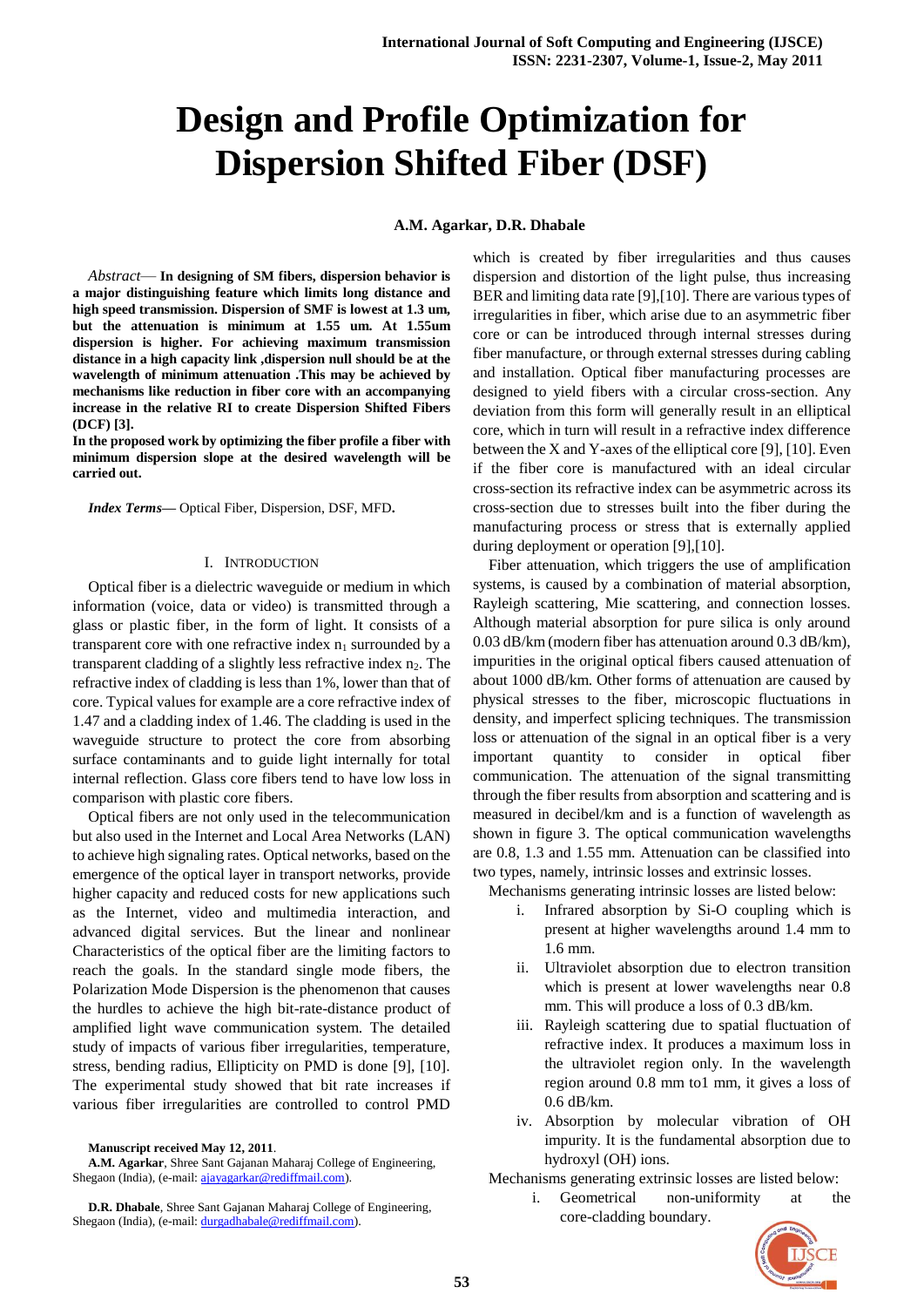# Design and Profile Optimization for Dispersion Shifted Fiber (DSF)

**A.M. Agarkar, D.R. Dhabale**

*Abstract*— **In designing of SM fibers, dispersion behavior is a major distinguishing feature which limits long distance and high speed transmission. Dispersion of SMF is lowest at 1.3 um, but the attenuation is minimum at 1.55 um. At 1.55um dispersion is higher. For achieving maximum transmission distance in a high capacity link ,dispersion null should be at the wavelength of minimum attenuation .This may be achieved by mechanisms like reduction in fiber core with an accompanying increase in the relative RI to create Dispersion Shifted Fibers (DCF) [3].**

**In the proposed work by optimizing the fiber profile a fiber with minimum dispersion slope at the desired wavelength will be carried out.**

***Index Terms*—** Optical Fiber, Dispersion, DSF, MFD**.**

## I. Introduction

Optical fiber is a dielectric waveguide or medium in which information (voice, data or video) is transmitted through a glass or plastic fiber, in the form of light. It consists of a transparent core with one refractive index $n_1$ surrounded by a transparent cladding of a slightly less refractive index $n_2$. The refractive index of cladding is less than 1%, lower than that of core. Typical values for example are a core refractive index of 1.47 and a cladding index of 1.46. The cladding is used in the waveguide structure to protect the core from absorbing surface contaminants and to guide light internally for total internal reflection. Glass core fibers tend to have low loss in comparison with plastic core fibers.

Optical fibers are not only used in the telecommunication but also used in the Internet and Local Area Networks (LAN) to achieve high signaling rates. Optical networks, based on the emergence of the optical layer in transport networks, provide higher capacity and reduced costs for new applications such as the Internet, video and multimedia interaction, and advanced digital services. But the linear and nonlinear Characteristics of the optical fiber are the limiting factors to reach the goals. In the standard single mode fibers, the Polarization Mode Dispersion is the phenomenon that causes the hurdles to achieve the high bit-rate-distance product of amplified light wave communication system. The detailed study of impacts of various fiber irregularities, temperature, stress, bending radius, Ellipticity on PMD is done [9], [10]. The experimental study showed that bit rate increases if various fiber irregularities are controlled to control PMD which is created by fiber irregularities and thus causes dispersion and distortion of the light pulse, thus increasing BER and limiting data rate [9],[10]. There are various types of irregularities in fiber, which arise due to an asymmetric fiber core or can be introduced through internal stresses during fiber manufacture, or through external stresses during cabling and installation. Optical fiber manufacturing processes are designed to yield fibers with a circular cross-section. Any deviation from this form will generally result in an elliptical core, which in turn will result in a refractive index difference between the X and Y-axes of the elliptical core [9], [10]. Even if the fiber core is manufactured with an ideal circular cross-section its refractive index can be asymmetric across its cross-section due to stresses built into the fiber during the manufacturing process or stress that is externally applied during deployment or operation [9],[10].

Fiber attenuation, which triggers the use of amplification systems, is caused by a combination of material absorption, Rayleigh scattering, Mie scattering, and connection losses. Although material absorption for pure silica is only around 0.03 dB/km (modern fiber has attenuation around 0.3 dB/km), impurities in the original optical fibers caused attenuation of about 1000 dB/km. Other forms of attenuation are caused by physical stresses to the fiber, microscopic fluctuations in density, and imperfect splicing techniques. The transmission loss or attenuation of the signal in an optical fiber is a very important quantity to consider in optical fiber communication. The attenuation of the signal transmitting through the fiber results from absorption and scattering and is measured in decibel/km and is a function of wavelength as shown in figure 3. The optical communication wavelengths are 0.8, 1.3 and 1.55 mm. Attenuation can be classified into two types, namely, intrinsic losses and extrinsic losses.

Mechanisms generating intrinsic losses are listed below:

i. Infrared absorption by Si-O coupling which is present at higher wavelengths around 1.4 mm to 1.6 mm.
ii. Ultraviolet absorption due to electron transition which is present at lower wavelengths near 0.8 mm. This will produce a loss of 0.3 dB/km.
iii. Rayleigh scattering due to spatial fluctuation of refractive index. It produces a maximum loss in the ultraviolet region only. In the wavelength region around 0.8 mm to1 mm, it gives a loss of 0.6 dB/km.
iv. Absorption by molecular vibration of OH impurity. It is the fundamental absorption due to hydroxyl (OH) ions.

Mechanisms generating extrinsic losses are listed below:

i. Geometrical non-uniformity at the core-cladding boundary.

**Manuscript received May 12, 2011**.

**A.M. Agarkar**, Shree Sant Gajanan Maharaj College of Engineering, Shegaon (India), (e-mail: ajayagarkar@rediffmail.com).

**D.R. Dhabale**, Shree Sant Gajanan Maharaj College of Engineering, Shegaon (India), (e-mail: durgadhabale@rediffmail.com).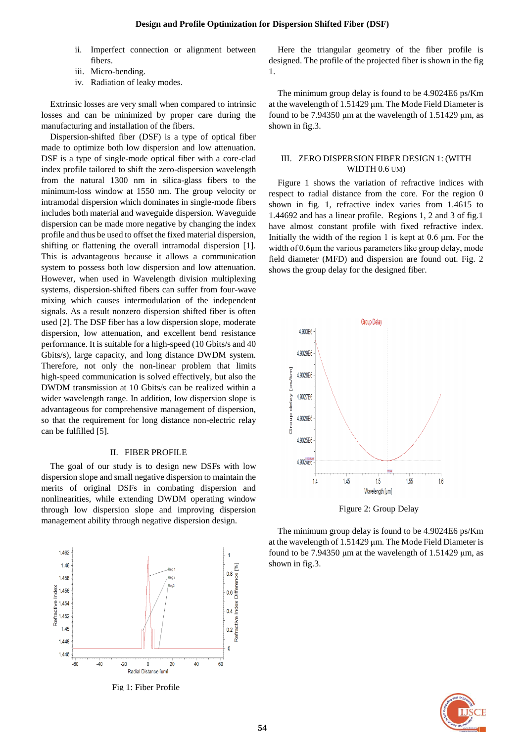ii. Imperfect connection or alignment between fibers.
iii. Micro-bending.
iv. Radiation of leaky modes.

Extrinsic losses are very small when compared to intrinsic losses and can be minimized by proper care during the manufacturing and installation of the fibers.

Dispersion-shifted fiber (DSF) is a type of optical fiber made to optimize both low dispersion and low attenuation. DSF is a type of single-mode optical fiber with a core-clad index profile tailored to shift the zero-dispersion wavelength from the natural 1300 nm in silica-glass fibers to the minimum-loss window at 1550 nm. The group velocity or intramodal dispersion which dominates in single-mode fibers includes both material and waveguide dispersion. Waveguide dispersion can be made more negative by changing the index profile and thus be used to offset the fixed material dispersion, shifting or flattening the overall intramodal dispersion [1]. This is advantageous because it allows a communication system to possess both low dispersion and low attenuation. However, when used in Wavelength division multiplexing systems, dispersion-shifted fibers can suffer from four-wave mixing which causes intermodulation of the independent signals. As a result nonzero dispersion shifted fiber is often used [2]. The DSF fiber has a low dispersion slope, moderate dispersion, low attenuation, and excellent bend resistance performance. It is suitable for a high-speed (10 Gbits/s and 40 Gbits/s), large capacity, and long distance DWDM system. Therefore, not only the non-linear problem that limits high-speed communication is solved effectively, but also the DWDM transmission at 10 Gbits/s can be realized within a wider wavelength range. In addition, low dispersion slope is advantageous for comprehensive management of dispersion, so that the requirement for long distance non-electric relay can be fulfilled [5].

## II. FIBER PROFILE

The goal of our study is to design new DSFs with low dispersion slope and small negative dispersion to maintain the merits of original DSFs in combating dispersion and nonlinearities, while extending DWDM operating window through low dispersion slope and improving dispersion management ability through negative dispersion design.

Fig 1: Fiber Profile

Here the triangular geometry of the fiber profile is designed. The profile of the projected fiber is shown in the fig 1.

The minimum group delay is found to be 4.9024E6 ps/Km at the wavelength of 1.51429 µm. The Mode Field Diameter is found to be 7.94350 µm at the wavelength of 1.51429 µm, as shown in fig.3.

## III. ZERO DISPERSION FIBER DESIGN 1: (WITH WIDTH 0.6 UM)

Figure 1 shows the variation of refractive indices with respect to radial distance from the core. For the region 0 shown in fig. 1, refractive index varies from 1.4615 to 1.44692 and has a linear profile. Regions 1, 2 and 3 of fig.1 have almost constant profile with fixed refractive index. Initially the width of the region 1 is kept at 0.6 µm. For the width of 0.6µm the various parameters like group delay, mode field diameter (MFD) and dispersion are found out. Fig. 2 shows the group delay for the designed fiber.

Figure 2: Group Delay

The minimum group delay is found to be 4.9024E6 ps/Km at the wavelength of 1.51429 µm. The Mode Field Diameter is found to be 7.94350 µm at the wavelength of 1.51429 µm, as shown in fig.3.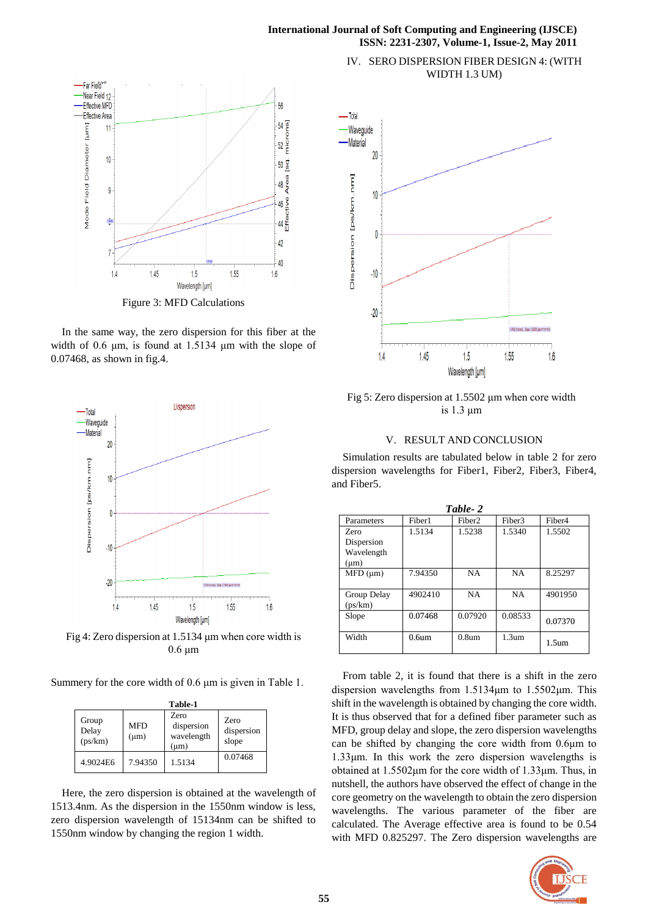Figure 3: MFD Calculations

In the same way, the zero dispersion for this fiber at the width of 0.6 µm, is found at 1.5134 µm with the slope of 0.07468, as shown in fig.4.

Fig 4: Zero dispersion at 1.5134 µm when core width is 0.6 µm

Summery for the core width of 0.6 µm is given in Table 1.

**Table-1**

| Group Delay (ps/km) | MFD (µm) | Zero dispersion wavelength (µm) | Zero dispersion slope |
|---|---|---|---|
| 4.9024E6 | 7.94350 | 1.5134 | 0.07468 |

Here, the zero dispersion is obtained at the wavelength of 1513.4nm. As the dispersion in the 1550nm window is less, zero dispersion wavelength of 15134nm can be shifted to 1550nm window by changing the region 1 width.

## IV. SERO DISPERSION FIBER DESIGN 4: (WITH WIDTH 1.3 UM)

Fig 5: Zero dispersion at 1.5502 µm when core width is 1.3 µm

## V. RESULT AND CONCLUSION

Simulation results are tabulated below in table 2 for zero dispersion wavelengths for Fiber1, Fiber2, Fiber3, Fiber4, and Fiber5.

***Table- 2***

| Parameters | Fiber1 | Fiber2 | Fiber3 | Fiber4 |
|---|---|---|---|---|
| Zero Dispersion Wavelength (µm) | 1.5134 | 1.5238 | 1.5340 | 1.5502 |
| MFD (µm) | 7.94350 | NA | NA | 8.25297 |
| Group Delay (ps/km) | 4902410 | NA | NA | 4901950 |
| Slope | 0.07468 | 0.07920 | 0.08533 | 0.07370 |
| Width | 0.6um | 0.8um | 1.3um | 1.5um |

From table 2, it is found that there is a shift in the zero dispersion wavelengths from 1.5134µm to 1.5502µm. This shift in the wavelength is obtained by changing the core width. It is thus observed that for a defined fiber parameter such as MFD, group delay and slope, the zero dispersion wavelengths can be shifted by changing the core width from 0.6µm to 1.33µm. In this work the zero dispersion wavelengths is obtained at 1.5502µm for the core width of 1.33µm. Thus, in nutshell, the authors have observed the effect of change in the core geometry on the wavelength to obtain the zero dispersion wavelengths. The various parameter of the fiber are calculated. The Average effective area is found to be 0.54 with MFD 0.825297. The Zero dispersion wavelengths are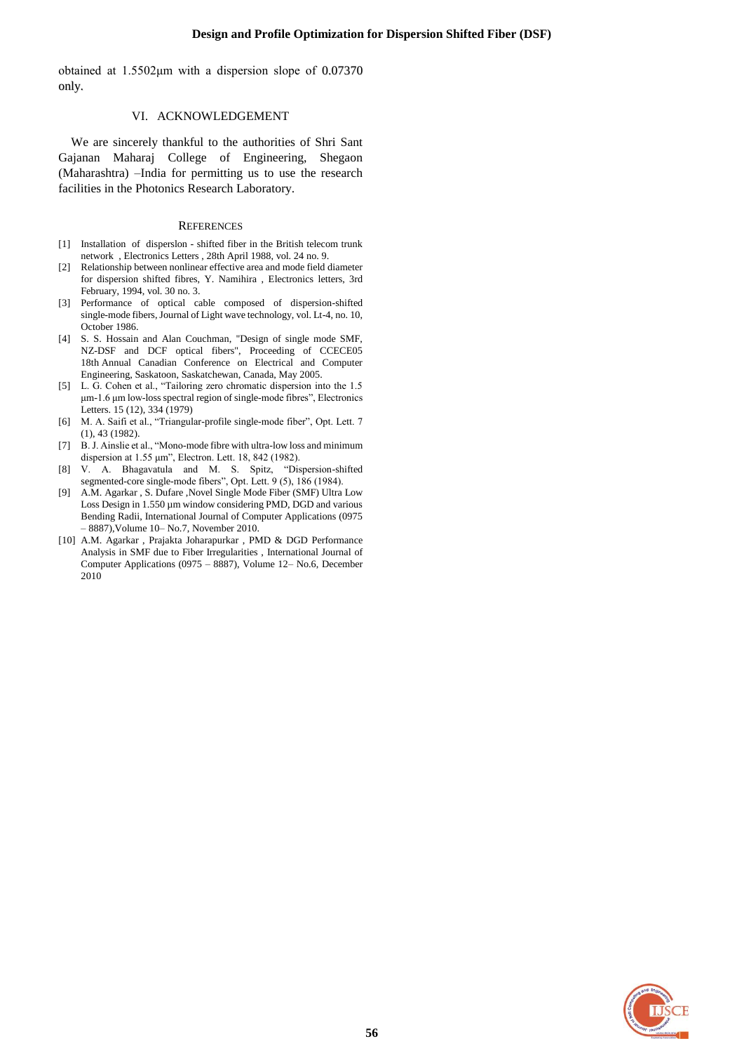obtained at 1.5502μm with a dispersion slope of 0.07370 only.

## VI. ACKNOWLEDGEMENT

We are sincerely thankful to the authorities of Shri Sant Gajanan Maharaj College of Engineering, Shegaon (Maharashtra) –India for permitting us to use the research facilities in the Photonics Research Laboratory.

## REFERENCES

[1] Installation of disperslon - shifted fiber in the British telecom trunk network , Electronics Letters , 28th April 1988, vol. 24 no. 9.

[2] Relationship between nonlinear effective area and mode field diameter for dispersion shifted fibres, Y. Namihira , Electronics letters, 3rd February, 1994, vol. 30 no. 3.

[3] Performance of optical cable composed of dispersion-shifted single-mode fibers, Journal of Light wave technology, vol. Lt-4, no. 10, October 1986.

[4] S. S. Hossain and Alan Couchman, "Design of single mode SMF, NZ-DSF and DCF optical fibers", Proceeding of CCECE05 18th Annual Canadian Conference on Electrical and Computer Engineering, Saskatoon, Saskatchewan, Canada, May 2005.

[5] L. G. Cohen et al., "Tailoring zero chromatic dispersion into the 1.5 μm-1.6 μm low-loss spectral region of single-mode fibres", Electronics Letters. 15 (12), 334 (1979)

[6] M. A. Saifi et al., "Triangular-profile single-mode fiber", Opt. Lett. 7 (1), 43 (1982).

[7] B. J. Ainslie et al., "Mono-mode fibre with ultra-low loss and minimum dispersion at 1.55 μm", Electron. Lett. 18, 842 (1982).

[8] V. A. Bhagavatula and M. S. Spitz, "Dispersion-shifted segmented-core single-mode fibers", Opt. Lett. 9 (5), 186 (1984).

[9] A.M. Agarkar , S. Dufare ,Novel Single Mode Fiber (SMF) Ultra Low Loss Design in 1.550 μm window considering PMD, DGD and various Bending Radii, International Journal of Computer Applications (0975 – 8887),Volume 10– No.7, November 2010.

[10] A.M. Agarkar , Prajakta Joharapurkar , PMD & DGD Performance Analysis in SMF due to Fiber Irregularities , International Journal of Computer Applications (0975 – 8887), Volume 12– No.6, December 2010